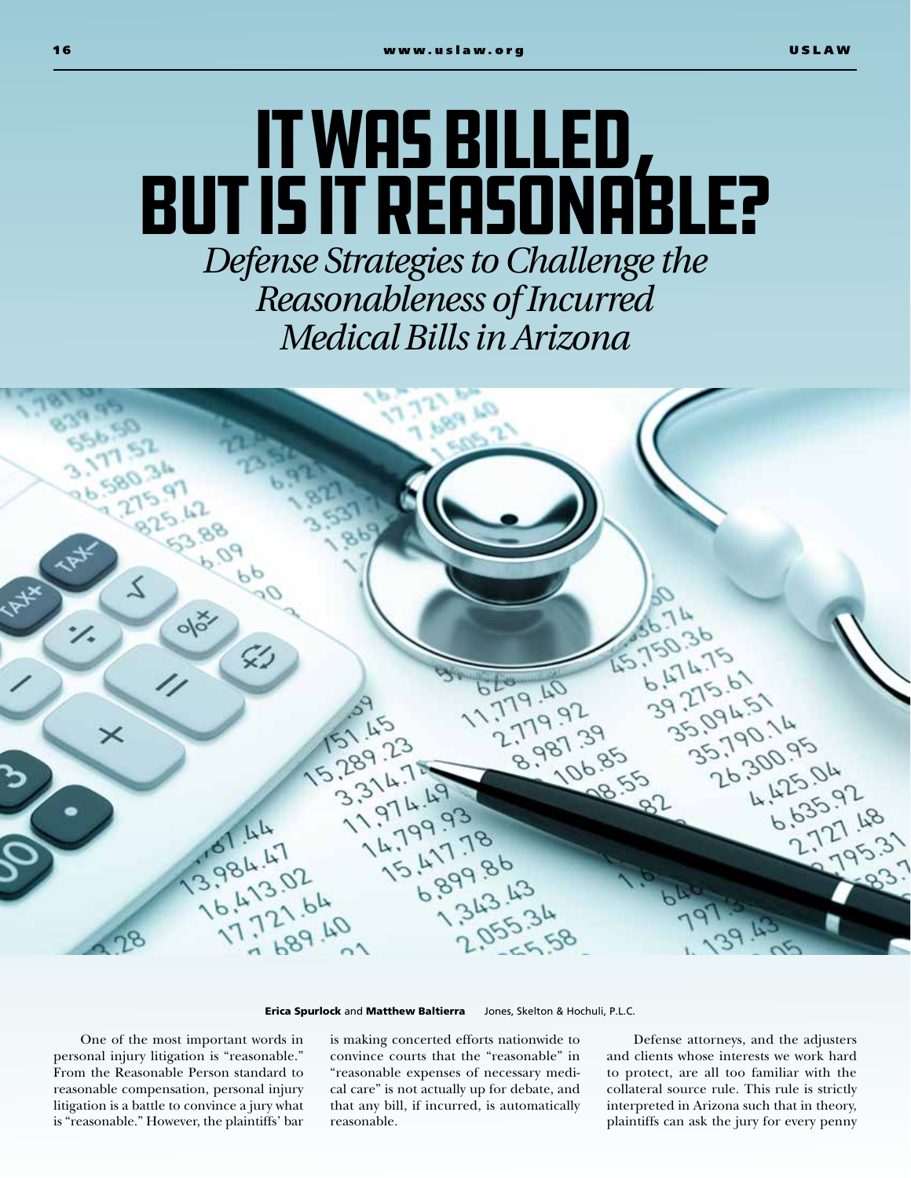# IT WAS BILLED, BUT IS IT REASONABLE?

## *Defense Strategies to Challenge the Reasonableness of Incurred Medical Bills in Arizona*

**Erica Spurlock** and **Matthew Baltierra** Jones, Skelton & Hochuli, P.L.C.

One of the most important words in personal injury litigation is "reasonable." From the Reasonable Person standard to reasonable compensation, personal injury litigation is a battle to convince a jury what is "reasonable." However, the plaintiffs' bar is making concerted efforts nationwide to convince courts that the "reasonable" in "reasonable expenses of necessary medical care" is not actually up for debate, and that any bill, if incurred, is automatically reasonable.

Defense attorneys, and the adjusters and clients whose interests we work hard to protect, are all too familiar with the collateral source rule. This rule is strictly interpreted in Arizona such that in theory, plaintiffs can ask the jury for every penny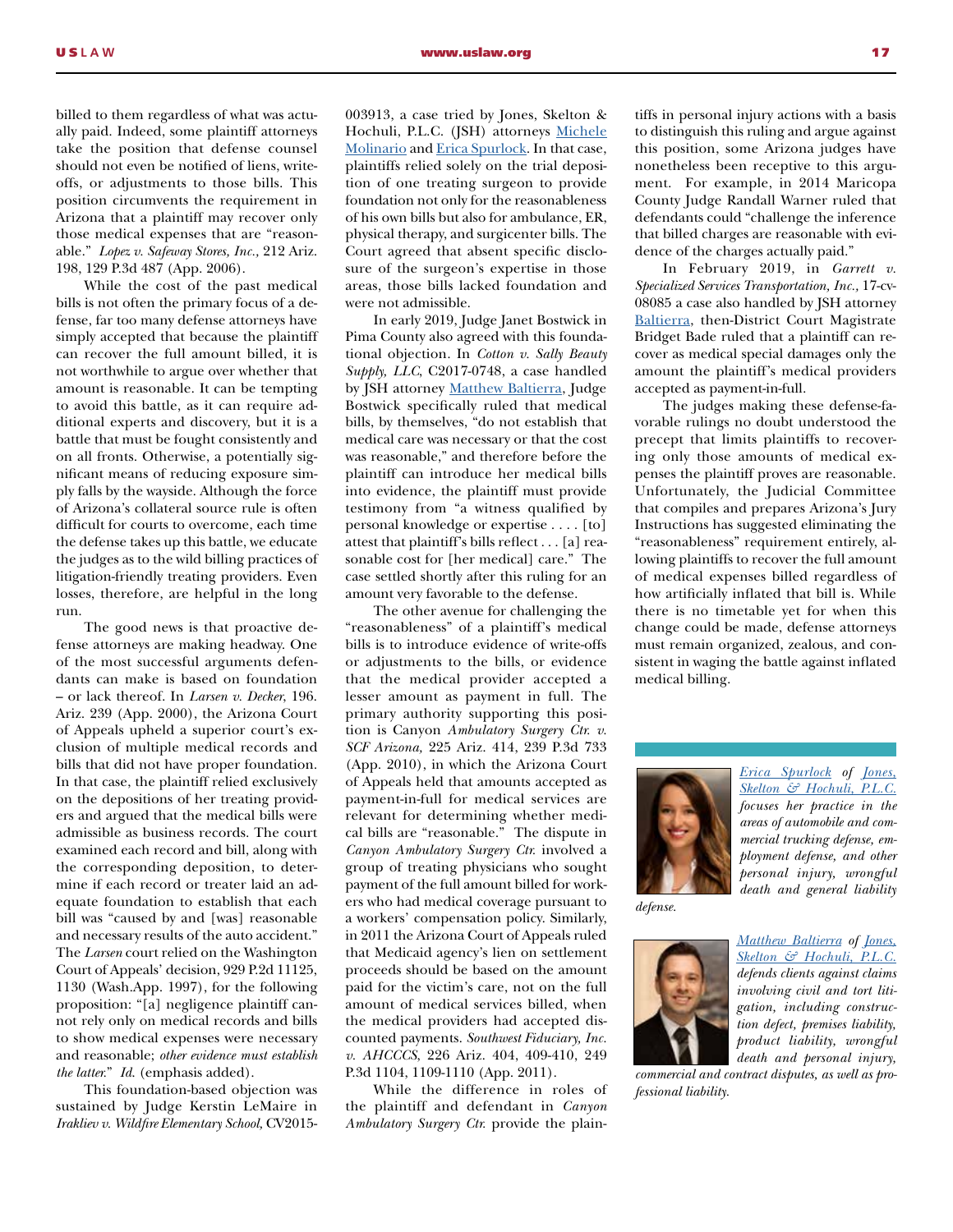billed to them regardless of what was actually paid. Indeed, some plaintiff attorneys take the position that defense counsel should not even be notified of liens, write-offs, or adjustments to those bills. This position circumvents the requirement in Arizona that a plaintiff may recover only those medical expenses that are "reasonable." *Lopez v. Safeway Stores, Inc.,* 212 Ariz. 198, 129 P.3d 487 (App. 2006).

While the cost of the past medical bills is not often the primary focus of a defense, far too many defense attorneys have simply accepted that because the plaintiff can recover the full amount billed, it is not worthwhile to argue over whether that amount is reasonable. It can be tempting to avoid this battle, as it can require additional experts and discovery, but it is a battle that must be fought consistently and on all fronts. Otherwise, a potentially significant means of reducing exposure simply falls by the wayside. Although the force of Arizona's collateral source rule is often difficult for courts to overcome, each time the defense takes up this battle, we educate the judges as to the wild billing practices of litigation-friendly treating providers. Even losses, therefore, are helpful in the long run.

The good news is that proactive defense attorneys are making headway. One of the most successful arguments defendants can make is based on foundation – or lack thereof. In *Larsen v. Decker,* 196. Ariz. 239 (App. 2000), the Arizona Court of Appeals upheld a superior court's exclusion of multiple medical records and bills that did not have proper foundation. In that case, the plaintiff relied exclusively on the depositions of her treating providers and argued that the medical bills were admissible as business records. The court examined each record and bill, along with the corresponding deposition, to determine if each record or treater laid an adequate foundation to establish that each bill was "caused by and [was] reasonable and necessary results of the auto accident." The *Larsen* court relied on the Washington Court of Appeals' decision, 929 P.2d 11125, 1130 (Wash.App. 1997), for the following proposition: "[a] negligence plaintiff cannot rely only on medical records and bills to show medical expenses were necessary and reasonable; *other evidence must establish the latter.*" *Id.* (emphasis added).

This foundation-based objection was sustained by Judge Kerstin LeMaire in *Irakliev v. Wildfire Elementary School,* CV2015-003913, a case tried by Jones, Skelton & Hochuli, P.L.C. (JSH) attorneys Michele Molinario and Erica Spurlock. In that case, plaintiffs relied solely on the trial deposition of one treating surgeon to provide foundation not only for the reasonableness of his own bills but also for ambulance, ER, physical therapy, and surgicenter bills. The Court agreed that absent specific disclosure of the surgeon's expertise in those areas, those bills lacked foundation and were not admissible.

In early 2019, Judge Janet Bostwick in Pima County also agreed with this foundational objection. In *Cotton v. Sally Beauty Supply, LLC,* C2017-0748, a case handled by JSH attorney Matthew Baltierra, Judge Bostwick specifically ruled that medical bills, by themselves, "do not establish that medical care was necessary or that the cost was reasonable," and therefore before the plaintiff can introduce her medical bills into evidence, the plaintiff must provide testimony from "a witness qualified by personal knowledge or expertise . . . . [to] attest that plaintiff's bills reflect . . . [a] reasonable cost for [her medical] care." The case settled shortly after this ruling for an amount very favorable to the defense.

The other avenue for challenging the "reasonableness" of a plaintiff's medical bills is to introduce evidence of write-offs or adjustments to the bills, or evidence that the medical provider accepted a lesser amount as payment in full. The primary authority supporting this position is Canyon *Ambulatory Surgery Ctr. v. SCF Arizona,* 225 Ariz. 414, 239 P.3d 733 (App. 2010), in which the Arizona Court of Appeals held that amounts accepted as payment-in-full for medical services are relevant for determining whether medical bills are "reasonable." The dispute in *Canyon Ambulatory Surgery Ctr.* involved a group of treating physicians who sought payment of the full amount billed for workers who had medical coverage pursuant to a workers' compensation policy. Similarly, in 2011 the Arizona Court of Appeals ruled that Medicaid agency's lien on settlement proceeds should be based on the amount paid for the victim's care, not on the full amount of medical services billed, when the medical providers had accepted discounted payments. *Southwest Fiduciary, Inc. v. AHCCCS,* 226 Ariz. 404, 409-410, 249 P.3d 1104, 1109-1110 (App. 2011).

While the difference in roles of the plaintiff and defendant in *Canyon Ambulatory Surgery Ctr.* provide the plaintiffs in personal injury actions with a basis to distinguish this ruling and argue against this position, some Arizona judges have nonetheless been receptive to this argument. For example, in 2014 Maricopa County Judge Randall Warner ruled that defendants could "challenge the inference that billed charges are reasonable with evidence of the charges actually paid."

In February 2019, in *Garrett v. Specialized Services Transportation, Inc.,* 17-cv-08085 a case also handled by JSH attorney Baltierra, then-District Court Magistrate Bridget Bade ruled that a plaintiff can recover as medical special damages only the amount the plaintiff's medical providers accepted as payment-in-full.

The judges making these defense-favorable rulings no doubt understood the precept that limits plaintiffs to recovering only those amounts of medical expenses the plaintiff proves are reasonable. Unfortunately, the Judicial Committee that compiles and prepares Arizona's Jury Instructions has suggested eliminating the "reasonableness" requirement entirely, allowing plaintiffs to recover the full amount of medical expenses billed regardless of how artificially inflated that bill is. While there is no timetable yet for when this change could be made, defense attorneys must remain organized, zealous, and consistent in waging the battle against inflated medical billing.

*Erica Spurlock of Jones, Skelton & Hochuli, P.L.C. focuses her practice in the areas of automobile and commercial trucking defense, employment defense, and other personal injury, wrongful death and general liability defense.*

*Matthew Baltierra of Jones, Skelton & Hochuli, P.L.C. defends clients against claims involving civil and tort litigation, including construction defect, premises liability, product liability, wrongful death and personal injury, commercial and contract disputes, as well as professional liability.*